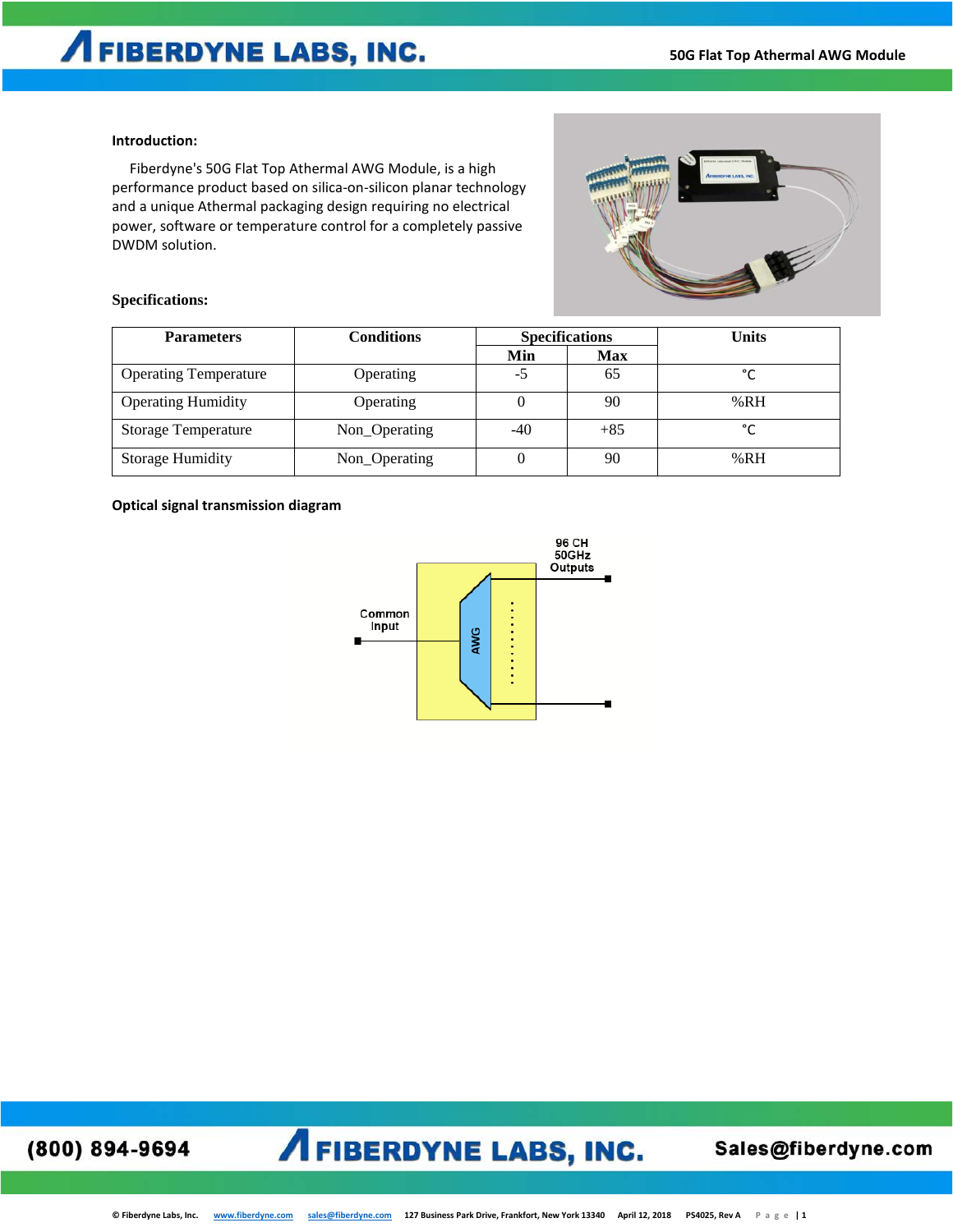## Introduction:

Fiberdyne's 50G Flat Top Athermal AWG Module, is a high performance product based on silica-on-silicon planar technology and a unique Athermal packaging design requiring no electrical power, software or temperature control for a completely passive DWDM solution.

## Specifications:

| Parameters | Conditions | Specifications | | Units |
|---|---|---|---|---|
| | | Min | Max | |
| Operating Temperature | Operating | -5 | 65 | °C |
| Operating Humidity | Operating | 0 | 90 | %RH |
| Storage Temperature | Non_Operating | -40 | +85 | °C |
| Storage Humidity | Non_Operating | 0 | 90 | %RH |

## Optical signal transmission diagram

96 CH
50GHz
Outputs

Common
Input

AWG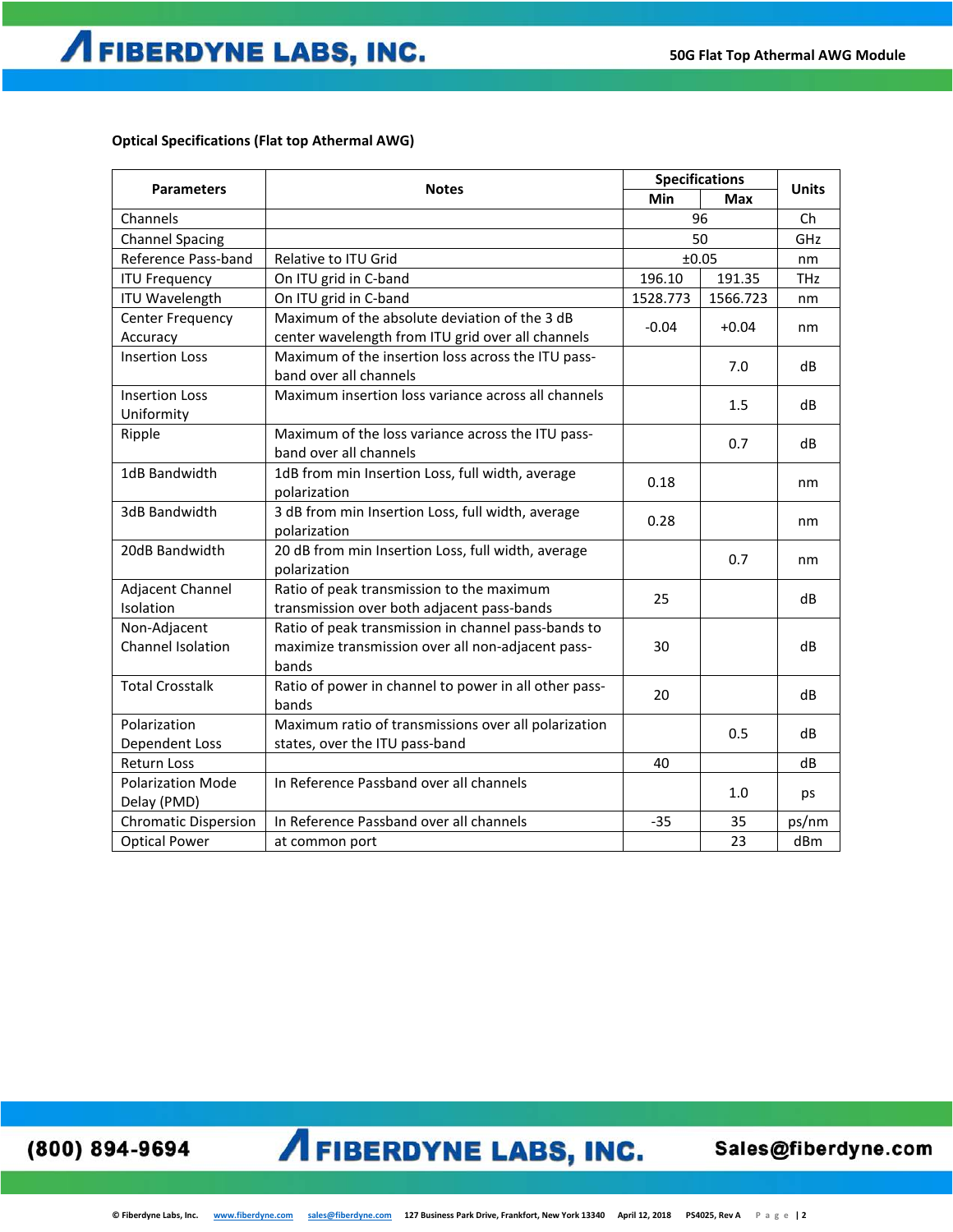**Optical Specifications (Flat top Athermal AWG)**

| Parameters | Notes | Specifications | | Units |
|---|---|---|---|---|
| | | Min | Max | |
| Channels | | 96 | | Ch |
| Channel Spacing | | 50 | | GHz |
| Reference Pass-band | Relative to ITU Grid | ±0.05 | | nm |
| ITU Frequency | On ITU grid in C-band | 196.10 | 191.35 | THz |
| ITU Wavelength | On ITU grid in C-band | 1528.773 | 1566.723 | nm |
| Center Frequency Accuracy | Maximum of the absolute deviation of the 3 dB center wavelength from ITU grid over all channels | -0.04 | +0.04 | nm |
| Insertion Loss | Maximum of the insertion loss across the ITU pass-band over all channels | | 7.0 | dB |
| Insertion Loss Uniformity | Maximum insertion loss variance across all channels | | 1.5 | dB |
| Ripple | Maximum of the loss variance across the ITU pass-band over all channels | | 0.7 | dB |
| 1dB Bandwidth | 1dB from min Insertion Loss, full width, average polarization | 0.18 | | nm |
| 3dB Bandwidth | 3 dB from min Insertion Loss, full width, average polarization | 0.28 | | nm |
| 20dB Bandwidth | 20 dB from min Insertion Loss, full width, average polarization | | 0.7 | nm |
| Adjacent Channel Isolation | Ratio of peak transmission to the maximum transmission over both adjacent pass-bands | 25 | | dB |
| Non-Adjacent Channel Isolation | Ratio of peak transmission in channel pass-bands to maximize transmission over all non-adjacent pass-bands | 30 | | dB |
| Total Crosstalk | Ratio of power in channel to power in all other pass-bands | 20 | | dB |
| Polarization Dependent Loss | Maximum ratio of transmissions over all polarization states, over the ITU pass-band | | 0.5 | dB |
| Return Loss | | 40 | | dB |
| Polarization Mode Delay (PMD) | In Reference Passband over all channels | | 1.0 | ps |
| Chromatic Dispersion | In Reference Passband over all channels | -35 | 35 | ps/nm |
| Optical Power | at common port | | 23 | dBm |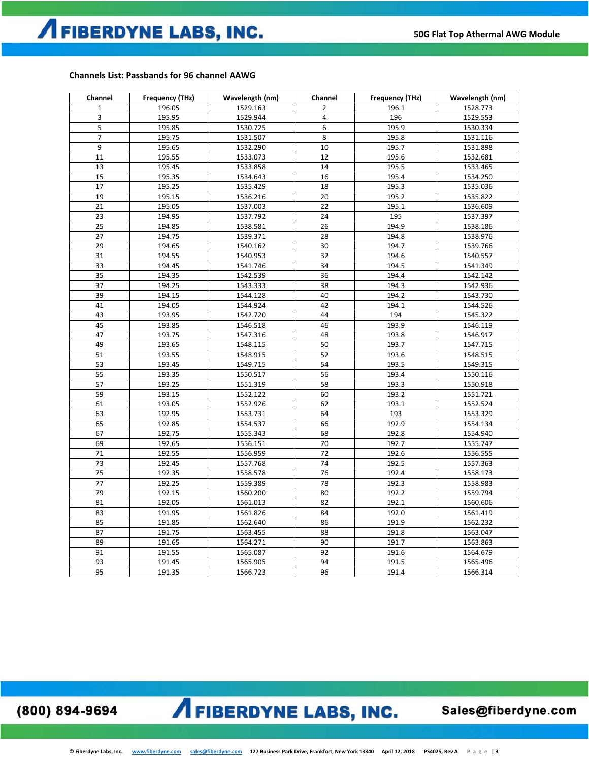## Channels List: Passbands for 96 channel AAWG

| Channel | Frequency (THz) | Wavelength (nm) | Channel | Frequency (THz) | Wavelength (nm) |
|---|---|---|---|---|---|
| 1 | 196.05 | 1529.163 | 2 | 196.1 | 1528.773 |
| 3 | 195.95 | 1529.944 | 4 | 196 | 1529.553 |
| 5 | 195.85 | 1530.725 | 6 | 195.9 | 1530.334 |
| 7 | 195.75 | 1531.507 | 8 | 195.8 | 1531.116 |
| 9 | 195.65 | 1532.290 | 10 | 195.7 | 1531.898 |
| 11 | 195.55 | 1533.073 | 12 | 195.6 | 1532.681 |
| 13 | 195.45 | 1533.858 | 14 | 195.5 | 1533.465 |
| 15 | 195.35 | 1534.643 | 16 | 195.4 | 1534.250 |
| 17 | 195.25 | 1535.429 | 18 | 195.3 | 1535.036 |
| 19 | 195.15 | 1536.216 | 20 | 195.2 | 1535.822 |
| 21 | 195.05 | 1537.003 | 22 | 195.1 | 1536.609 |
| 23 | 194.95 | 1537.792 | 24 | 195 | 1537.397 |
| 25 | 194.85 | 1538.581 | 26 | 194.9 | 1538.186 |
| 27 | 194.75 | 1539.371 | 28 | 194.8 | 1538.976 |
| 29 | 194.65 | 1540.162 | 30 | 194.7 | 1539.766 |
| 31 | 194.55 | 1540.953 | 32 | 194.6 | 1540.557 |
| 33 | 194.45 | 1541.746 | 34 | 194.5 | 1541.349 |
| 35 | 194.35 | 1542.539 | 36 | 194.4 | 1542.142 |
| 37 | 194.25 | 1543.333 | 38 | 194.3 | 1542.936 |
| 39 | 194.15 | 1544.128 | 40 | 194.2 | 1543.730 |
| 41 | 194.05 | 1544.924 | 42 | 194.1 | 1544.526 |
| 43 | 193.95 | 1542.720 | 44 | 194 | 1545.322 |
| 45 | 193.85 | 1546.518 | 46 | 193.9 | 1546.119 |
| 47 | 193.75 | 1547.316 | 48 | 193.8 | 1546.917 |
| 49 | 193.65 | 1548.115 | 50 | 193.7 | 1547.715 |
| 51 | 193.55 | 1548.915 | 52 | 193.6 | 1548.515 |
| 53 | 193.45 | 1549.715 | 54 | 193.5 | 1549.315 |
| 55 | 193.35 | 1550.517 | 56 | 193.4 | 1550.116 |
| 57 | 193.25 | 1551.319 | 58 | 193.3 | 1550.918 |
| 59 | 193.15 | 1552.122 | 60 | 193.2 | 1551.721 |
| 61 | 193.05 | 1552.926 | 62 | 193.1 | 1552.524 |
| 63 | 192.95 | 1553.731 | 64 | 193 | 1553.329 |
| 65 | 192.85 | 1554.537 | 66 | 192.9 | 1554.134 |
| 67 | 192.75 | 1555.343 | 68 | 192.8 | 1554.940 |
| 69 | 192.65 | 1556.151 | 70 | 192.7 | 1555.747 |
| 71 | 192.55 | 1556.959 | 72 | 192.6 | 1556.555 |
| 73 | 192.45 | 1557.768 | 74 | 192.5 | 1557.363 |
| 75 | 192.35 | 1558.578 | 76 | 192.4 | 1558.173 |
| 77 | 192.25 | 1559.389 | 78 | 192.3 | 1558.983 |
| 79 | 192.15 | 1560.200 | 80 | 192.2 | 1559.794 |
| 81 | 192.05 | 1561.013 | 82 | 192.1 | 1560.606 |
| 83 | 191.95 | 1561.826 | 84 | 192.0 | 1561.419 |
| 85 | 191.85 | 1562.640 | 86 | 191.9 | 1562.232 |
| 87 | 191.75 | 1563.455 | 88 | 191.8 | 1563.047 |
| 89 | 191.65 | 1564.271 | 90 | 191.7 | 1563.863 |
| 91 | 191.55 | 1565.087 | 92 | 191.6 | 1564.679 |
| 93 | 191.45 | 1565.905 | 94 | 191.5 | 1565.496 |
| 95 | 191.35 | 1566.723 | 96 | 191.4 | 1566.314 |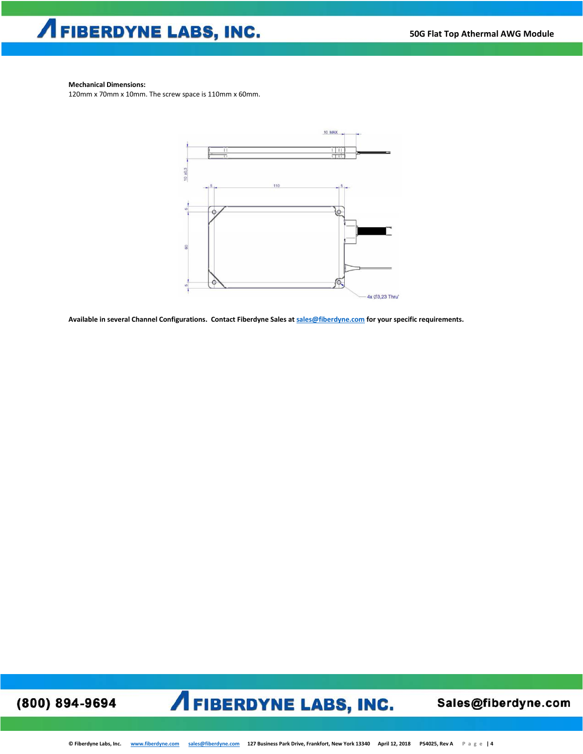**Mechanical Dimensions:**
120mm x 70mm x 10mm. The screw space is 110mm x 60mm.

10 MAX

10 ±0.3

5

110

5

5

60

5

4x Ø3,23 Thru'

**Available in several Channel Configurations. Contact Fiberdyne Sales at [sales@fiberdyne.com](mailto:sales@fiberdyne.com) for your specific requirements.**